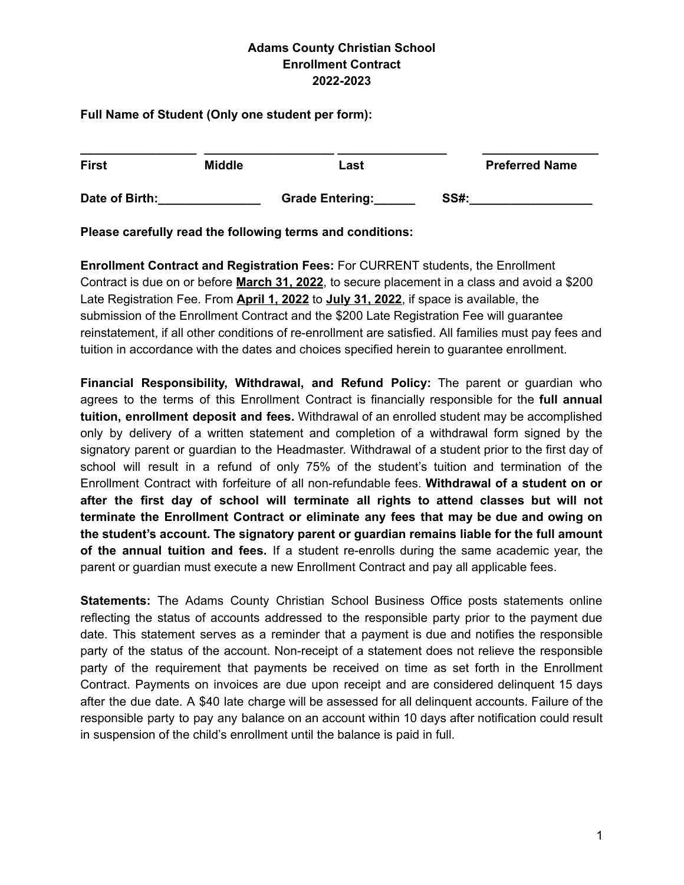**Adams County Christian School**
**Enrollment Contract**
**2022-2023**

**Full Name of Student (Only one student per form):**

| ________________ | ________________ | ________________ | ________________ |
|---|---|---|---|
| **First** | **Middle** | **Last** | **Preferred Name** |

**Date of Birth:_______________ Grade Entering:______ SS#:__________________**

**Please carefully read the following terms and conditions:**

**Enrollment Contract and Registration Fees:** For CURRENT students, the Enrollment Contract is due on or before **March 31, 2022**, to secure placement in a class and avoid a $200 Late Registration Fee. From **April 1, 2022** to **July 31, 2022**, if space is available, the submission of the Enrollment Contract and the $200 Late Registration Fee will guarantee reinstatement, if all other conditions of re-enrollment are satisfied. All families must pay fees and tuition in accordance with the dates and choices specified herein to guarantee enrollment.

**Financial Responsibility, Withdrawal, and Refund Policy:** The parent or guardian who agrees to the terms of this Enrollment Contract is financially responsible for the **full annual tuition, enrollment deposit and fees.** Withdrawal of an enrolled student may be accomplished only by delivery of a written statement and completion of a withdrawal form signed by the signatory parent or guardian to the Headmaster. Withdrawal of a student prior to the first day of school will result in a refund of only 75% of the student's tuition and termination of the Enrollment Contract with forfeiture of all non-refundable fees. **Withdrawal of a student on or after the first day of school will terminate all rights to attend classes but will not terminate the Enrollment Contract or eliminate any fees that may be due and owing on the student's account. The signatory parent or guardian remains liable for the full amount of the annual tuition and fees.** If a student re-enrolls during the same academic year, the parent or guardian must execute a new Enrollment Contract and pay all applicable fees.

**Statements:** The Adams County Christian School Business Office posts statements online reflecting the status of accounts addressed to the responsible party prior to the payment due date. This statement serves as a reminder that a payment is due and notifies the responsible party of the status of the account. Non-receipt of a statement does not relieve the responsible party of the requirement that payments be received on time as set forth in the Enrollment Contract. Payments on invoices are due upon receipt and are considered delinquent 15 days after the due date. A $40 late charge will be assessed for all delinquent accounts. Failure of the responsible party to pay any balance on an account within 10 days after notification could result in suspension of the child's enrollment until the balance is paid in full.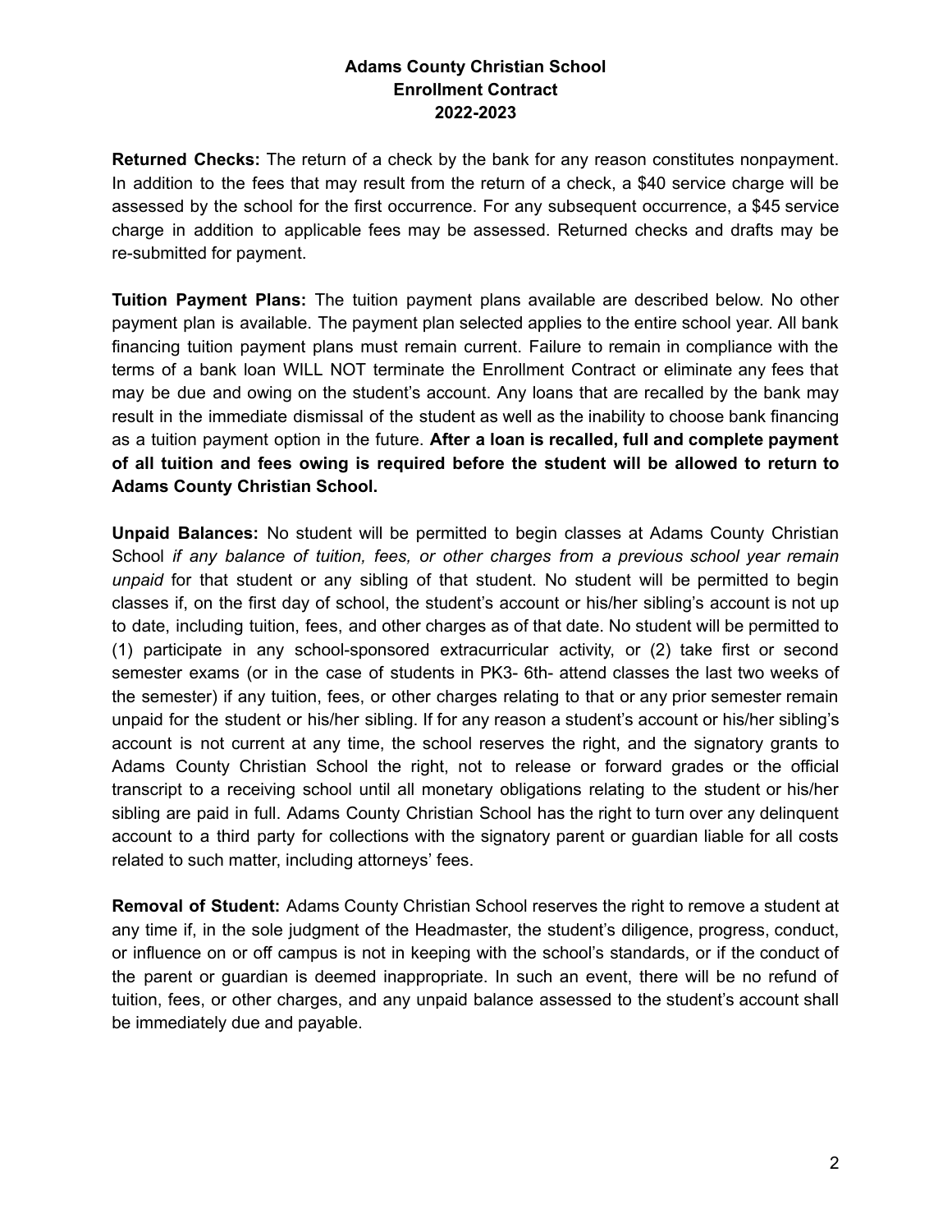**Returned Checks:** The return of a check by the bank for any reason constitutes nonpayment. In addition to the fees that may result from the return of a check, a $40 service charge will be assessed by the school for the first occurrence. For any subsequent occurrence, a $45 service charge in addition to applicable fees may be assessed. Returned checks and drafts may be re-submitted for payment.

**Tuition Payment Plans:** The tuition payment plans available are described below. No other payment plan is available. The payment plan selected applies to the entire school year. All bank financing tuition payment plans must remain current. Failure to remain in compliance with the terms of a bank loan WILL NOT terminate the Enrollment Contract or eliminate any fees that may be due and owing on the student's account. Any loans that are recalled by the bank may result in the immediate dismissal of the student as well as the inability to choose bank financing as a tuition payment option in the future. **After a loan is recalled, full and complete payment of all tuition and fees owing is required before the student will be allowed to return to Adams County Christian School.**

**Unpaid Balances:** No student will be permitted to begin classes at Adams County Christian School *if any balance of tuition, fees, or other charges from a previous school year remain unpaid* for that student or any sibling of that student. No student will be permitted to begin classes if, on the first day of school, the student's account or his/her sibling's account is not up to date, including tuition, fees, and other charges as of that date. No student will be permitted to (1) participate in any school-sponsored extracurricular activity, or (2) take first or second semester exams (or in the case of students in PK3- 6th- attend classes the last two weeks of the semester) if any tuition, fees, or other charges relating to that or any prior semester remain unpaid for the student or his/her sibling. If for any reason a student's account or his/her sibling's account is not current at any time, the school reserves the right, and the signatory grants to Adams County Christian School the right, not to release or forward grades or the official transcript to a receiving school until all monetary obligations relating to the student or his/her sibling are paid in full. Adams County Christian School has the right to turn over any delinquent account to a third party for collections with the signatory parent or guardian liable for all costs related to such matter, including attorneys' fees.

**Removal of Student:** Adams County Christian School reserves the right to remove a student at any time if, in the sole judgment of the Headmaster, the student's diligence, progress, conduct, or influence on or off campus is not in keeping with the school's standards, or if the conduct of the parent or guardian is deemed inappropriate. In such an event, there will be no refund of tuition, fees, or other charges, and any unpaid balance assessed to the student's account shall be immediately due and payable.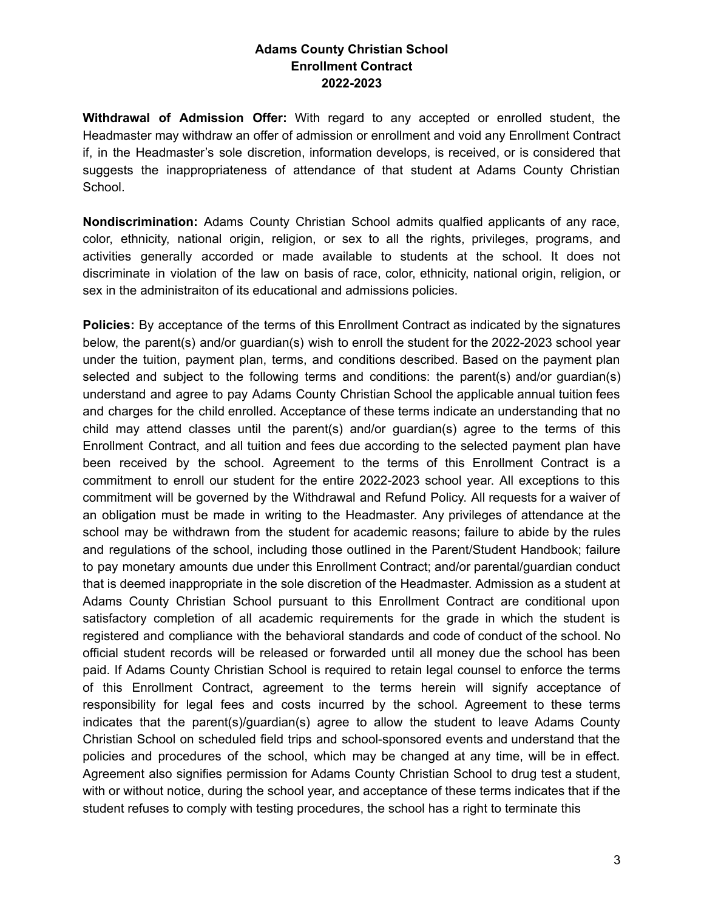# Adams County Christian School
## Enrollment Contract
## 2022-2023

**Withdrawal of Admission Offer:** With regard to any accepted or enrolled student, the Headmaster may withdraw an offer of admission or enrollment and void any Enrollment Contract if, in the Headmaster's sole discretion, information develops, is received, or is considered that suggests the inappropriateness of attendance of that student at Adams County Christian School.

**Nondiscrimination:** Adams County Christian School admits qualfied applicants of any race, color, ethnicity, national origin, religion, or sex to all the rights, privileges, programs, and activities generally accorded or made available to students at the school. It does not discriminate in violation of the law on basis of race, color, ethnicity, national origin, religion, or sex in the administraiton of its educational and admissions policies.

**Policies:** By acceptance of the terms of this Enrollment Contract as indicated by the signatures below, the parent(s) and/or guardian(s) wish to enroll the student for the 2022-2023 school year under the tuition, payment plan, terms, and conditions described. Based on the payment plan selected and subject to the following terms and conditions: the parent(s) and/or guardian(s) understand and agree to pay Adams County Christian School the applicable annual tuition fees and charges for the child enrolled. Acceptance of these terms indicate an understanding that no child may attend classes until the parent(s) and/or guardian(s) agree to the terms of this Enrollment Contract, and all tuition and fees due according to the selected payment plan have been received by the school. Agreement to the terms of this Enrollment Contract is a commitment to enroll our student for the entire 2022-2023 school year. All exceptions to this commitment will be governed by the Withdrawal and Refund Policy. All requests for a waiver of an obligation must be made in writing to the Headmaster. Any privileges of attendance at the school may be withdrawn from the student for academic reasons; failure to abide by the rules and regulations of the school, including those outlined in the Parent/Student Handbook; failure to pay monetary amounts due under this Enrollment Contract; and/or parental/guardian conduct that is deemed inappropriate in the sole discretion of the Headmaster. Admission as a student at Adams County Christian School pursuant to this Enrollment Contract are conditional upon satisfactory completion of all academic requirements for the grade in which the student is registered and compliance with the behavioral standards and code of conduct of the school. No official student records will be released or forwarded until all money due the school has been paid. If Adams County Christian School is required to retain legal counsel to enforce the terms of this Enrollment Contract, agreement to the terms herein will signify acceptance of responsibility for legal fees and costs incurred by the school. Agreement to these terms indicates that the parent(s)/guardian(s) agree to allow the student to leave Adams County Christian School on scheduled field trips and school-sponsored events and understand that the policies and procedures of the school, which may be changed at any time, will be in effect. Agreement also signifies permission for Adams County Christian School to drug test a student, with or without notice, during the school year, and acceptance of these terms indicates that if the student refuses to comply with testing procedures, the school has a right to terminate this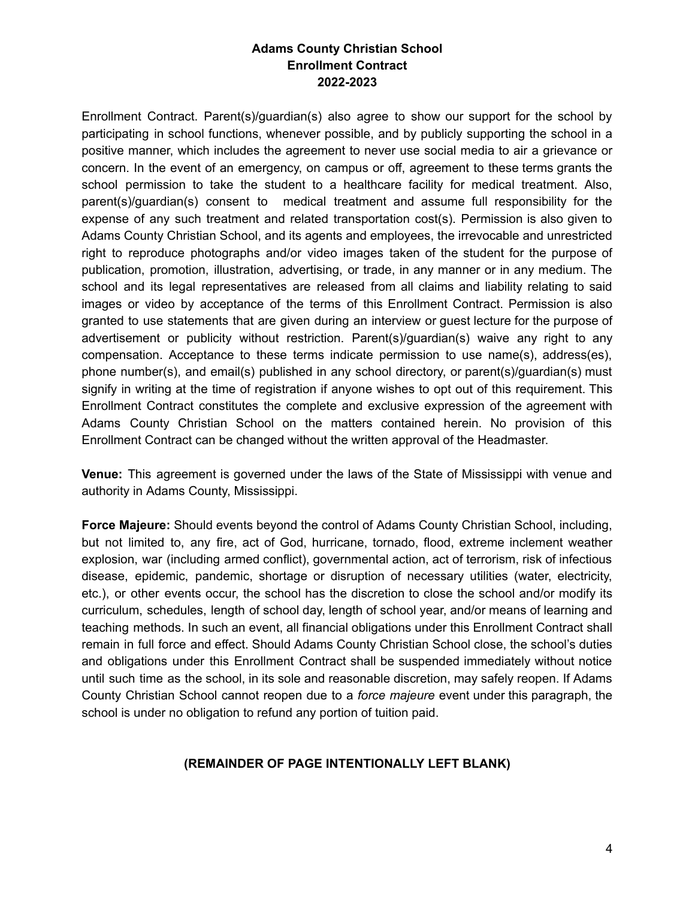# Adams County Christian School
## Enrollment Contract
## 2022-2023

Enrollment Contract. Parent(s)/guardian(s) also agree to show our support for the school by participating in school functions, whenever possible, and by publicly supporting the school in a positive manner, which includes the agreement to never use social media to air a grievance or concern. In the event of an emergency, on campus or off, agreement to these terms grants the school permission to take the student to a healthcare facility for medical treatment. Also, parent(s)/guardian(s) consent to medical treatment and assume full responsibility for the expense of any such treatment and related transportation cost(s). Permission is also given to Adams County Christian School, and its agents and employees, the irrevocable and unrestricted right to reproduce photographs and/or video images taken of the student for the purpose of publication, promotion, illustration, advertising, or trade, in any manner or in any medium. The school and its legal representatives are released from all claims and liability relating to said images or video by acceptance of the terms of this Enrollment Contract. Permission is also granted to use statements that are given during an interview or guest lecture for the purpose of advertisement or publicity without restriction. Parent(s)/guardian(s) waive any right to any compensation. Acceptance to these terms indicate permission to use name(s), address(es), phone number(s), and email(s) published in any school directory, or parent(s)/guardian(s) must signify in writing at the time of registration if anyone wishes to opt out of this requirement. This Enrollment Contract constitutes the complete and exclusive expression of the agreement with Adams County Christian School on the matters contained herein. No provision of this Enrollment Contract can be changed without the written approval of the Headmaster.

**Venue:** This agreement is governed under the laws of the State of Mississippi with venue and authority in Adams County, Mississippi.

**Force Majeure:** Should events beyond the control of Adams County Christian School, including, but not limited to, any fire, act of God, hurricane, tornado, flood, extreme inclement weather explosion, war (including armed conflict), governmental action, act of terrorism, risk of infectious disease, epidemic, pandemic, shortage or disruption of necessary utilities (water, electricity, etc.), or other events occur, the school has the discretion to close the school and/or modify its curriculum, schedules, length of school day, length of school year, and/or means of learning and teaching methods. In such an event, all financial obligations under this Enrollment Contract shall remain in full force and effect. Should Adams County Christian School close, the school's duties and obligations under this Enrollment Contract shall be suspended immediately without notice until such time as the school, in its sole and reasonable discretion, may safely reopen. If Adams County Christian School cannot reopen due to a *force majeure* event under this paragraph, the school is under no obligation to refund any portion of tuition paid.

**(REMAINDER OF PAGE INTENTIONALLY LEFT BLANK)**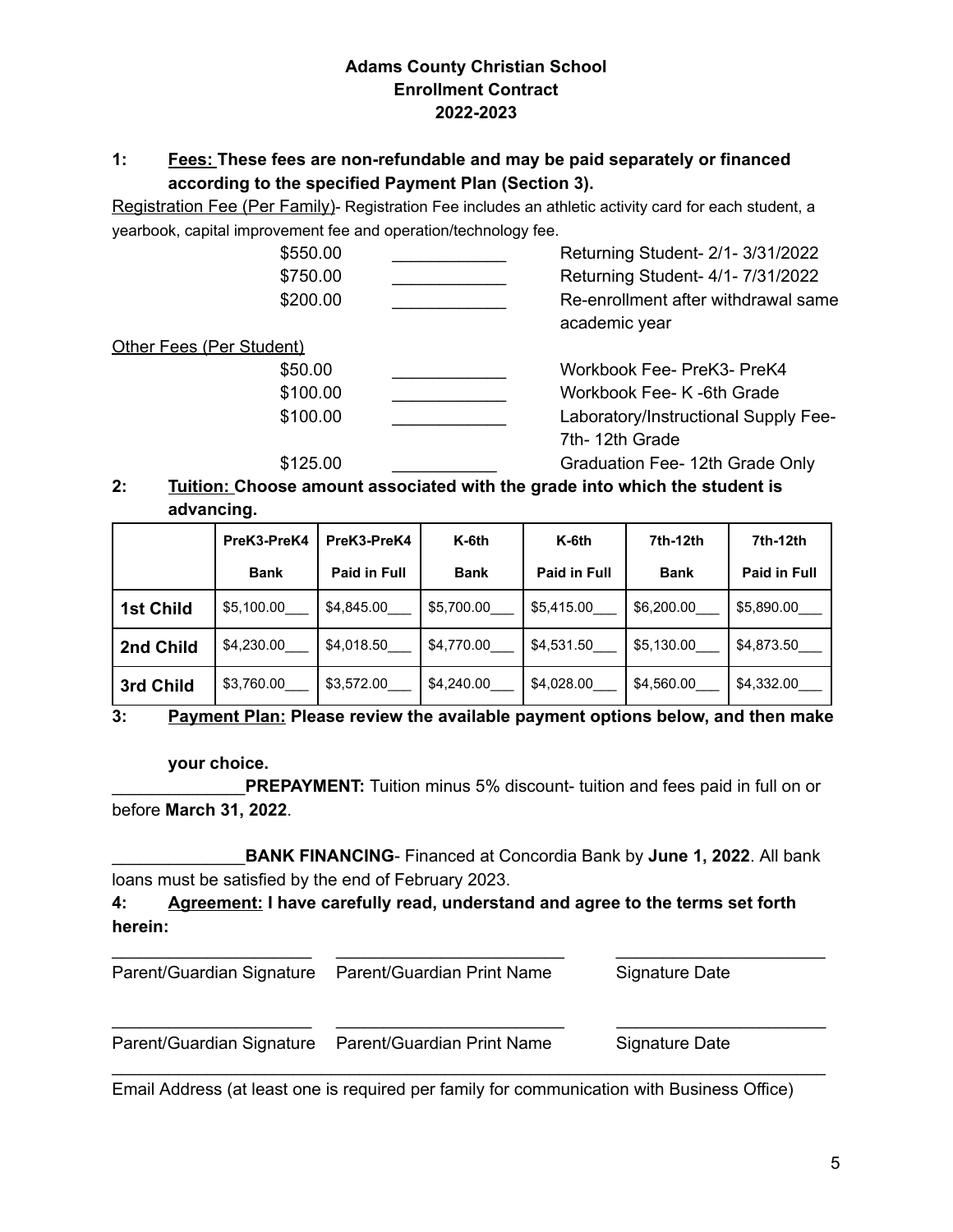**Adams County Christian School**
**Enrollment Contract**
**2022-2023**

**1: <u>Fees:</u> These fees are non-refundable and may be paid separately or financed according to the specified Payment Plan (Section 3).**

<u>Registration Fee (Per Family)</u>- Registration Fee includes an athletic activity card for each student, a yearbook, capital improvement fee and operation/technology fee.

| | | |
|---|---|---|
| $550.00 | ____________ | Returning Student- 2/1- 3/31/2022 |
| $750.00 | ____________ | Returning Student- 4/1- 7/31/2022 |
| $200.00 | ____________ | Re-enrollment after withdrawal same academic year |

<u>Other Fees (Per Student)</u>

| | | |
|---|---|---|
| $50.00 | ____________ | Workbook Fee- PreK3- PreK4 |
| $100.00 | ____________ | Workbook Fee- K -6th Grade |
| $100.00 | ____________ | Laboratory/Instructional Supply Fee- 7th- 12th Grade |
| $125.00 | ___________ | Graduation Fee- 12th Grade Only |

**2: <u>Tuition:</u> Choose amount associated with the grade into which the student is advancing.**

| | PreK3-PreK4 Bank | PreK3-PreK4 Paid in Full | K-6th Bank | K-6th Paid in Full | 7th-12th Bank | 7th-12th Paid in Full |
|---|---|---|---|---|---|---|
| **1st Child** | $5,100.00___ | $4,845.00___ | $5,700.00___ | $5,415.00___ | $6,200.00___ | $5,890.00___ |
| **2nd Child** | $4,230.00___ | $4,018.50___ | $4,770.00___ | $4,531.50___ | $5,130.00___ | $4,873.50___ |
| **3rd Child** | $3,760.00___ | $3,572.00___ | $4,240.00___ | $4,028.00___ | $4,560.00___ | $4,332.00___ |

**3: <u>Payment Plan:</u> Please review the available payment options below, and then make your choice.**

______________**PREPAYMENT:** Tuition minus 5% discount- tuition and fees paid in full on or before **March 31, 2022**.

______________**BANK FINANCING**- Financed at Concordia Bank by **June 1, 2022**. All bank loans must be satisfied by the end of February 2023.

**4: <u>Agreement:</u> I have carefully read, understand and agree to the terms set forth herein:**

______________________ ________________________ ______________________
Parent/Guardian Signature Parent/Guardian Print Name Signature Date

______________________ ________________________ ______________________
Parent/Guardian Signature Parent/Guardian Print Name Signature Date

______________________________________________________________________________
Email Address (at least one is required per family for communication with Business Office)